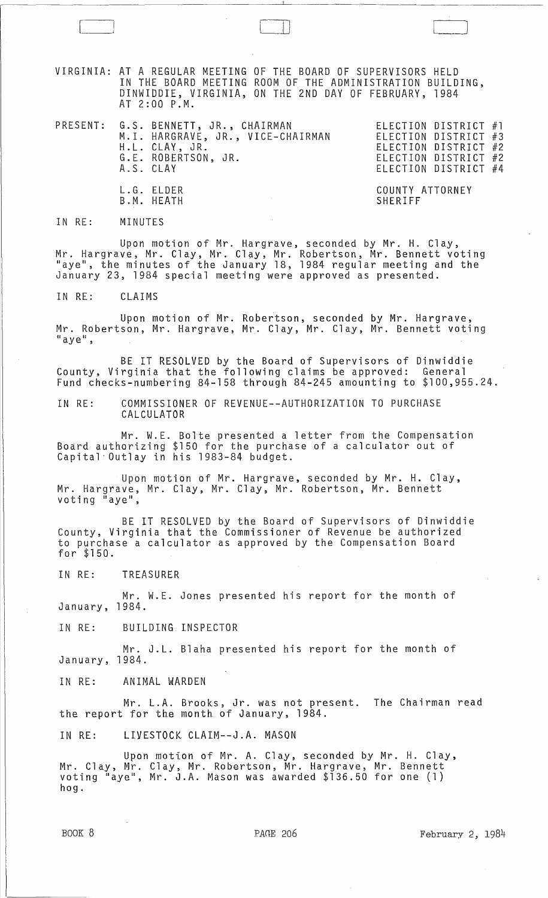VIRGINIA: AT A REGULAR MEETING OF THE BOARD OF SUPERVISORS HELD IN THE BOARD MEETING ROOM OF THE ADMINISTRATION BUILDING, DINWIDDIE, VIRGINIA, ON THE 2ND DAY OF FEBRUARY, 1984 AT 2:00 P.M.

| PRESENT: | |
|---|---|
| G.S. BENNETT, JR., CHAIRMAN | ELECTION DISTRICT #1 |
| M.I. HARGRAVE, JR., VICE-CHAIRMAN | ELECTION DISTRICT #3 |
| H.L. CLAY, JR. | ELECTION DISTRICT #2 |
| G.E. ROBERTSON, JR. | ELECTION DISTRICT #2 |
| A.S. CLAY | ELECTION DISTRICT #4 |
| L.G. ELDER | COUNTY ATTORNEY |
| B.M. HEATH | SHERIFF |

IN RE: MINUTES

Upon motion of Mr. Hargrave, seconded by Mr. H. Clay, Mr. Hargrave, Mr. Clay, Mr. Clay, Mr. Robertson, Mr. Bennett voting "aye", the minutes of the January 18, 1984 regular meeting and the January 23, 1984 special meeting were approved as presented.

IN RE: CLAIMS

Upon motion of Mr. Robertson, seconded by Mr. Hargrave, Mr. Robertson, Mr. Hargrave, Mr. Clay, Mr. Clay, Mr. Bennett voting "aye",

BE IT RESOLVED by the Board of Supervisors of Dinwiddie County, Virginia that the following claims be approved: General Fund checks-numbering 84-158 through 84-245 amounting to $100,955.24.

IN RE: COMMISSIONER OF REVENUE--AUTHORIZATION TO PURCHASE CALCULATOR

Mr. W.E. Bolte presented a letter from the Compensation Board authorizing $150 for the purchase of a calculator out of Capital Outlay in his 1983-84 budget.

Upon motion of Mr. Hargrave, seconded by Mr. H. Clay, Mr. Hargrave, Mr. Clay, Mr. Clay, Mr. Robertson, Mr. Bennett voting "aye",

BE IT RESOLVED by the Board of Supervisors of Dinwiddie County, Virginia that the Commissioner of Revenue be authorized to purchase a calculator as approved by the Compensation Board for $150.

IN RE: TREASURER

Mr. W.E. Jones presented his report for the month of January, 1984.

IN RE: BUILDING INSPECTOR

Mr. J.L. Blaha presented his report for the month of January, 1984.

IN RE: ANIMAL WARDEN

Mr. L.A. Brooks, Jr. was not present. The Chairman read the report for the month of January, 1984.

IN RE: LIVESTOCK CLAIM--J.A. MASON

Upon motion of Mr. A. Clay, seconded by Mr. H. Clay, Mr. Clay, Mr. Clay, Mr. Robertson, Mr. Hargrave, Mr. Bennett voting "aye", Mr. J.A. Mason was awarded $136.50 for one (1) hog.

BOOK 8 PAGE 206 February 2, 1984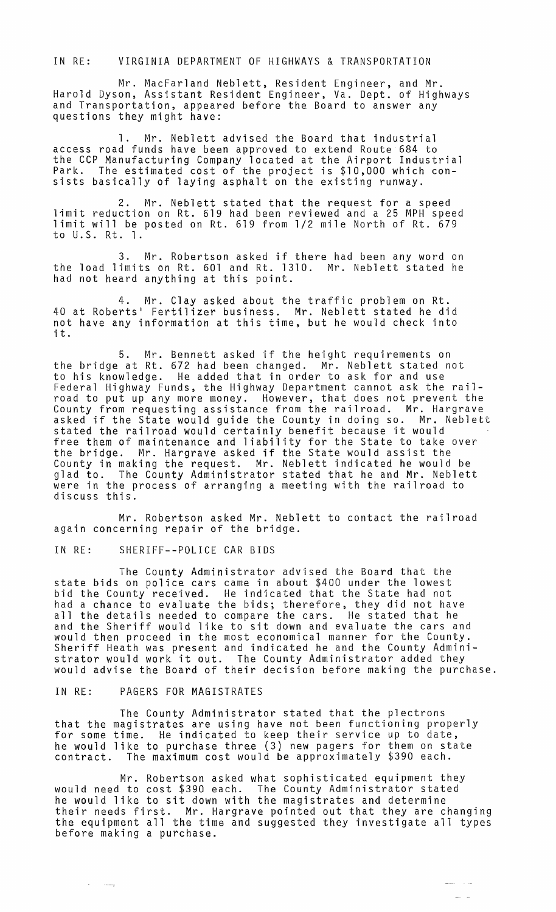IN RE: VIRGINIA DEPARTMENT OF HIGHWAYS & TRANSPORTATION

Mr. MacFarland Neblett, Resident Engineer, and Mr. Harold Dyson, Assistant Resident Engineer, Va. Dept. of Highways and Transportation, appeared before the Board to answer any questions they might have:

1. Mr. Neblett advised the Board that industrial access road funds have been approved to extend Route 684 to the CCP Manufacturing Company located at the Airport Industrial Park. The estimated cost of the project is $10,000 which consists basically of laying asphalt on the existing runway.

2. Mr. Neblett stated that the request for a speed limit reduction on Rt. 619 had been reviewed and a 25 MPH speed limit will be posted on Rt. 619 from 1/2 mile North of Rt. 679 to U.S. Rt. 1.

3. Mr. Robertson asked if there had been any word on the load limits on Rt. 601 and Rt. 1310. Mr. Neblett stated he had not heard anything at this point.

4. Mr. Clay asked about the traffic problem on Rt. 40 at Roberts' Fertilizer business. Mr. Neblett stated he did not have any information at this time, but he would check into it.

5. Mr. Bennett asked if the height requirements on the bridge at Rt. 672 had been changed. Mr. Neblett stated not to his knowledge. He added that in order to ask for and use Federal Highway Funds, the Highway Department cannot ask the railroad to put up any more money. However, that does not prevent the County from requesting assistance from the railroad. Mr. Hargrave asked if the State would guide the County in doing so. Mr. Neblett stated the railroad would certainly benefit because it would free them of maintenance and liability for the State to take over the bridge. Mr. Hargrave asked if the State would assist the County in making the request. Mr. Neblett indicated he would be glad to. The County Administrator stated that he and Mr. Neblett were in the process of arranging a meeting with the railroad to discuss this.

Mr. Robertson asked Mr. Neblett to contact the railroad again concerning repair of the bridge.

IN RE: SHERIFF--POLICE CAR BIDS

The County Administrator advised the Board that the state bids on police cars came in about $400 under the lowest bid the County received. He indicated that the State had not had a chance to evaluate the bids; therefore, they did not have all the details needed to compare the cars. He stated that he and the Sheriff would like to sit down and evaluate the cars and would then proceed in the most economical manner for the County. Sheriff Heath was present and indicated he and the County Administrator would work it out. The County Administrator added they would advise the Board of their decision before making the purchase.

IN RE: PAGERS FOR MAGISTRATES

The County Administrator stated that the plectrons that the magistrates are using have not been functioning properly for some time. He indicated to keep their service up to date, he would like to purchase three (3) new pagers for them on state contract. The maximum cost would be approximately $390 each.

Mr. Robertson asked what sophisticated equipment they would need to cost $390 each. The County Administrator stated he would like to sit down with the magistrates and determine their needs first. Mr. Hargrave pointed out that they are changing the equipment all the time and suggested they investigate all types before making a purchase.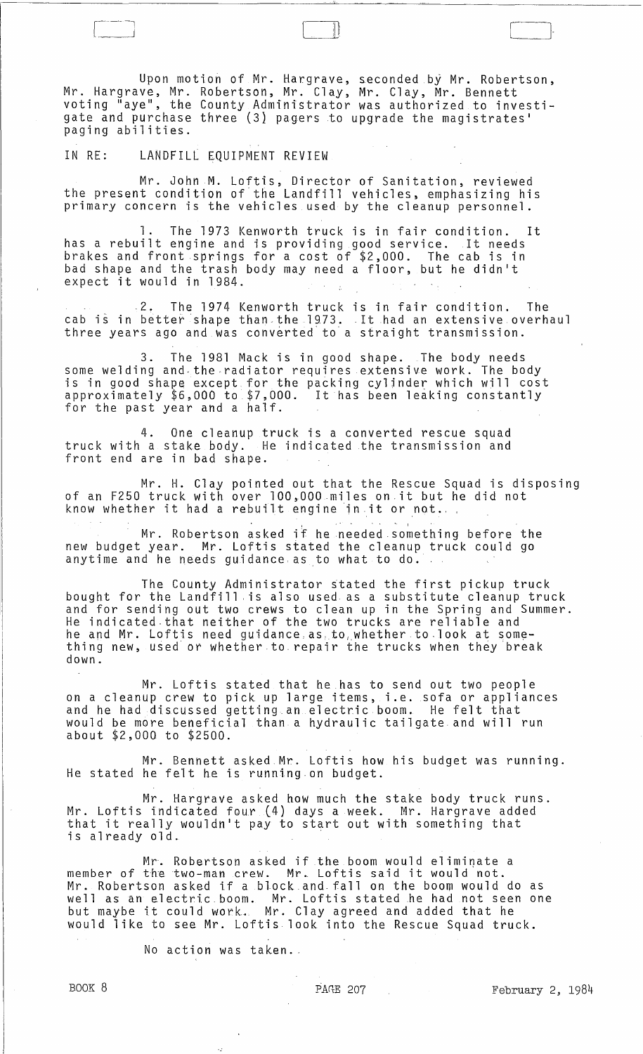Upon motion of Mr. Hargrave, seconded by Mr. Robertson, Mr. Hargrave, Mr. Robertson, Mr. Clay, Mr. Clay, Mr. Bennett voting "aye", the County Administrator was authorized to investigate and purchase three (3) pagers to upgrade the magistrates' paging abilities.

IN RE: LANDFILL EQUIPMENT REVIEW

Mr. John M. Loftis, Director of Sanitation, reviewed the present condition of the Landfill vehicles, emphasizing his primary concern is the vehicles used by the cleanup personnel.

1. The 1973 Kenworth truck is in fair condition. It has a rebuilt engine and is providing good service. It needs brakes and front springs for a cost of $2,000. The cab is in bad shape and the trash body may need a floor, but he didn't expect it would in 1984.

2. The 1974 Kenworth truck is in fair condition. The cab is in better shape than the 1973. It had an extensive overhaul three years ago and was converted to a straight transmission.

3. The 1981 Mack is in good shape. The body needs some welding and the radiator requires extensive work. The body is in good shape except for the packing cylinder which will cost approximately $6,000 to $7,000. It has been leaking constantly for the past year and a half.

4. One cleanup truck is a converted rescue squad truck with a stake body. He indicated the transmission and front end are in bad shape.

Mr. H. Clay pointed out that the Rescue Squad is disposing of an F250 truck with over 100,000 miles on it but he did not know whether it had a rebuilt engine in it or not.

Mr. Robertson asked if he needed something before the new budget year. Mr. Loftis stated the cleanup truck could go anytime and he needs guidance as to what to do.

The County Administrator stated the first pickup truck bought for the Landfill is also used as a substitute cleanup truck and for sending out two crews to clean up in the Spring and Summer. He indicated that neither of the two trucks are reliable and he and Mr. Loftis need guidance as to whether to look at something new, used or whether to repair the trucks when they break down.

Mr. Loftis stated that he has to send out two people on a cleanup crew to pick up large items, i.e. sofa or appliances and he had discussed getting an electric boom. He felt that would be more beneficial than a hydraulic tailgate and will run about $2,000 to $2500.

Mr. Bennett asked Mr. Loftis how his budget was running. He stated he felt he is running on budget.

Mr. Hargrave asked how much the stake body truck runs. Mr. Loftis indicated four (4) days a week. Mr. Hargrave added that it really wouldn't pay to start out with something that is already old.

Mr. Robertson asked if the boom would eliminate a member of the two-man crew. Mr. Loftis said it would not. Mr. Robertson asked if a block and fall on the boom would do as well as an electric boom. Mr. Loftis stated he had not seen one but maybe it could work. Mr. Clay agreed and added that he would like to see Mr. Loftis look into the Rescue Squad truck.

No action was taken.

BOOK 8 PAGE 207 February 2, 1984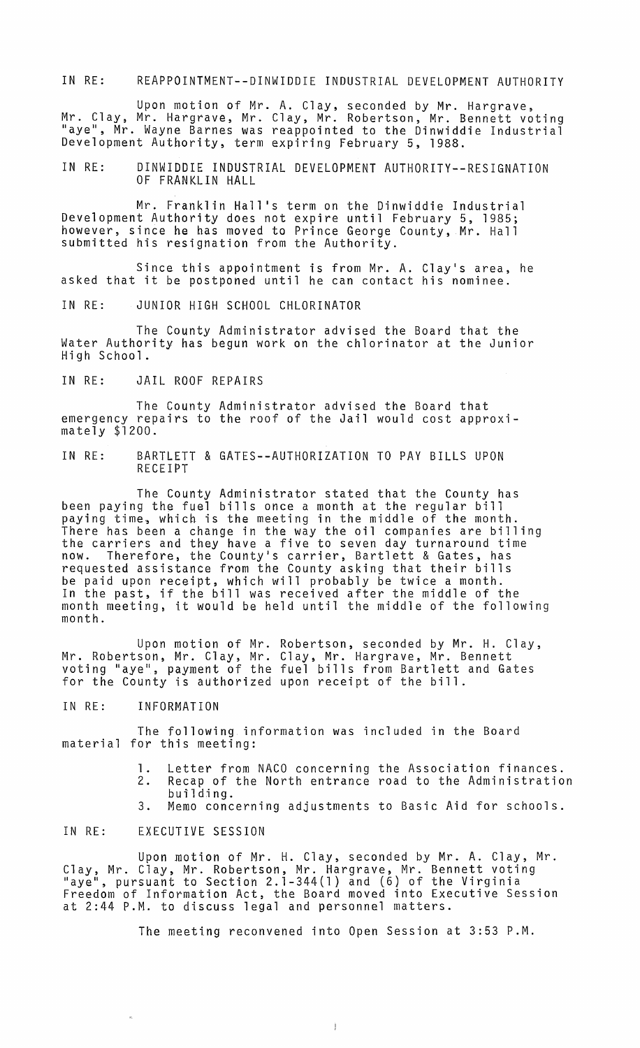IN RE: REAPPOINTMENT--DINWIDDIE INDUSTRIAL DEVELOPMENT AUTHORITY

Upon motion of Mr. A. Clay, seconded by Mr. Hargrave, Mr. Clay, Mr. Hargrave, Mr. Clay, Mr. Robertson, Mr. Bennett voting "aye", Mr. Wayne Barnes was reappointed to the Dinwiddie Industrial Development Authority, term expiring February 5, 1988.

IN RE: DINWIDDIE INDUSTRIAL DEVELOPMENT AUTHORITY--RESIGNATION OF FRANKLIN HALL

Mr. Franklin Hall's term on the Dinwiddie Industrial Development Authority does not expire until February 5, 1985; however, since he has moved to Prince George County, Mr. Hall submitted his resignation from the Authority.

Since this appointment is from Mr. A. Clay's area, he asked that it be postponed until he can contact his nominee.

IN RE: JUNIOR HIGH SCHOOL CHLORINATOR

The County Administrator advised the Board that the Water Authority has begun work on the chlorinator at the Junior High School.

IN RE: JAIL ROOF REPAIRS

The County Administrator advised the Board that emergency repairs to the roof of the Jail would cost approximately $1200.

IN RE: BARTLETT & GATES--AUTHORIZATION TO PAY BILLS UPON RECEIPT

The County Administrator stated that the County has been paying the fuel bills once a month at the regular bill paying time, which is the meeting in the middle of the month. There has been a change in the way the oil companies are billing the carriers and they have a five to seven day turnaround time now. Therefore, the County's carrier, Bartlett & Gates, has requested assistance from the County asking that their bills be paid upon receipt, which will probably be twice a month. In the past, if the bill was received after the middle of the month meeting, it would be held until the middle of the following month.

Upon motion of Mr. Robertson, seconded by Mr. H. Clay, Mr. Robertson, Mr. Clay, Mr. Clay, Mr. Hargrave, Mr. Bennett voting "aye", payment of the fuel bills from Bartlett and Gates for the County is authorized upon receipt of the bill.

IN RE: INFORMATION

The following information was included in the Board material for this meeting:

1. Letter from NACO concerning the Association finances.
2. Recap of the North entrance road to the Administration building.
3. Memo concerning adjustments to Basic Aid for schools.

IN RE: EXECUTIVE SESSION

Upon motion of Mr. H. Clay, seconded by Mr. A. Clay, Mr. Clay, Mr. Clay, Mr. Robertson, Mr. Hargrave, Mr. Bennett voting "aye", pursuant to Section 2.1-344(1) and (6) of the Virginia Freedom of Information Act, the Board moved into Executive Session at 2:44 P.M. to discuss legal and personnel matters.

The meeting reconvened into Open Session at 3:53 P.M.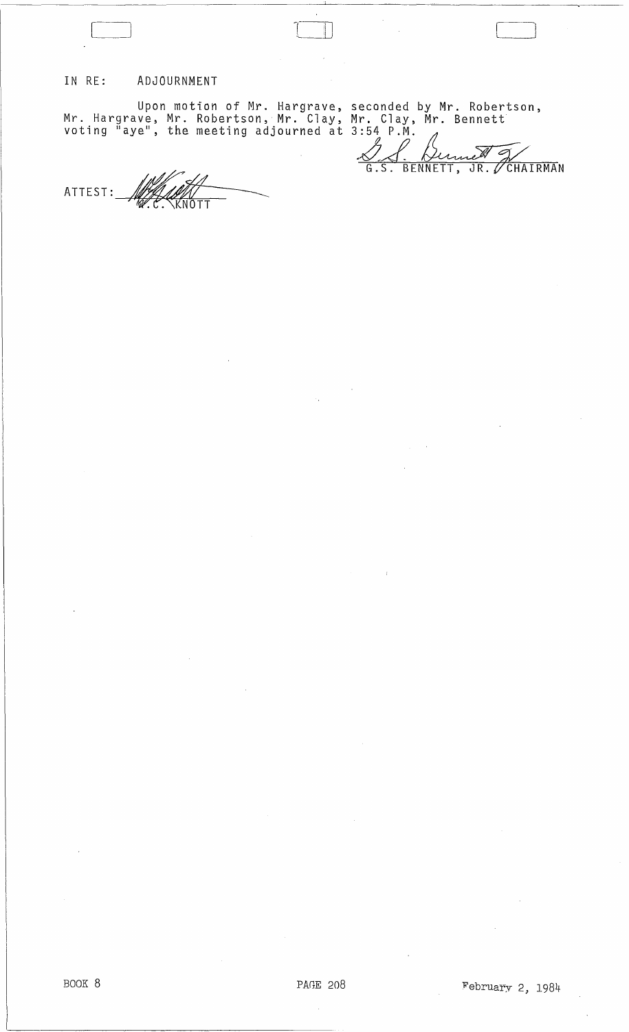IN RE: ADJOURNMENT

Upon motion of Mr. Hargrave, seconded by Mr. Robertson, Mr. Hargrave, Mr. Robertson, Mr. Clay, Mr. Clay, Mr. Bennett voting "aye", the meeting adjourned at 3:54 P.M.

G.S. BENNETT, JR. CHAIRMAN

ATTEST: W.C. KNOTT

BOOK 8 PAGE 208 February 2, 1984